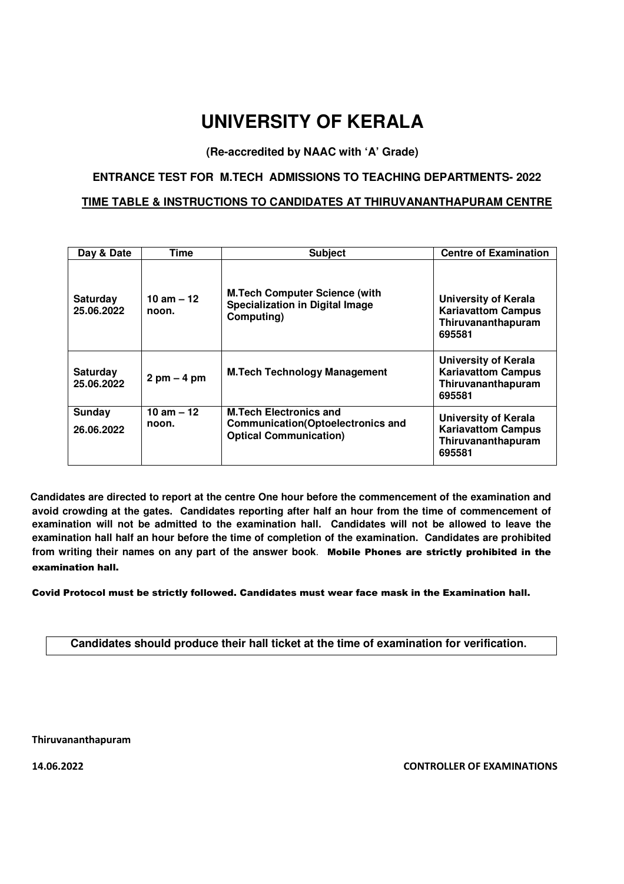# UNIVERSITY OF KERALA

**(Re-accredited by NAAC with 'A' Grade)**

**ENTRANCE TEST FOR M.TECH ADMISSIONS TO TEACHING DEPARTMENTS- 2022**

**TIME TABLE & INSTRUCTIONS TO CANDIDATES AT THIRUVANANTHAPURAM CENTRE**

| Day & Date | Time | Subject | Centre of Examination |
|---|---|---|---|
| **Saturday 25.06.2022** | **10 am – 12 noon.** | **M.Tech Computer Science (with Specialization in Digital Image Computing)** | **University of Kerala Kariavattom Campus Thiruvananthapuram 695581** |
| **Saturday 25.06.2022** | **2 pm – 4 pm** | **M.Tech Technology Management** | **University of Kerala Kariavattom Campus Thiruvananthapuram 695581** |
| **Sunday 26.06.2022** | **10 am – 12 noon.** | **M.Tech Electronics and Communication(Optoelectronics and Optical Communication)** | **University of Kerala Kariavattom Campus Thiruvananthapuram 695581** |

**Candidates are directed to report at the centre One hour before the commencement of the examination and avoid crowding at the gates. Candidates reporting after half an hour from the time of commencement of examination will not be admitted to the examination hall. Candidates will not be allowed to leave the examination hall half an hour before the time of completion of the examination. Candidates are prohibited from writing their names on any part of the answer book. Mobile Phones are strictly prohibited in the examination hall.**

**Covid Protocol must be strictly followed. Candidates must wear face mask in the Examination hall.**

**Candidates should produce their hall ticket at the time of examination for verification.**

**Thiruvananthapuram**

**14.06.2022** **CONTROLLER OF EXAMINATIONS**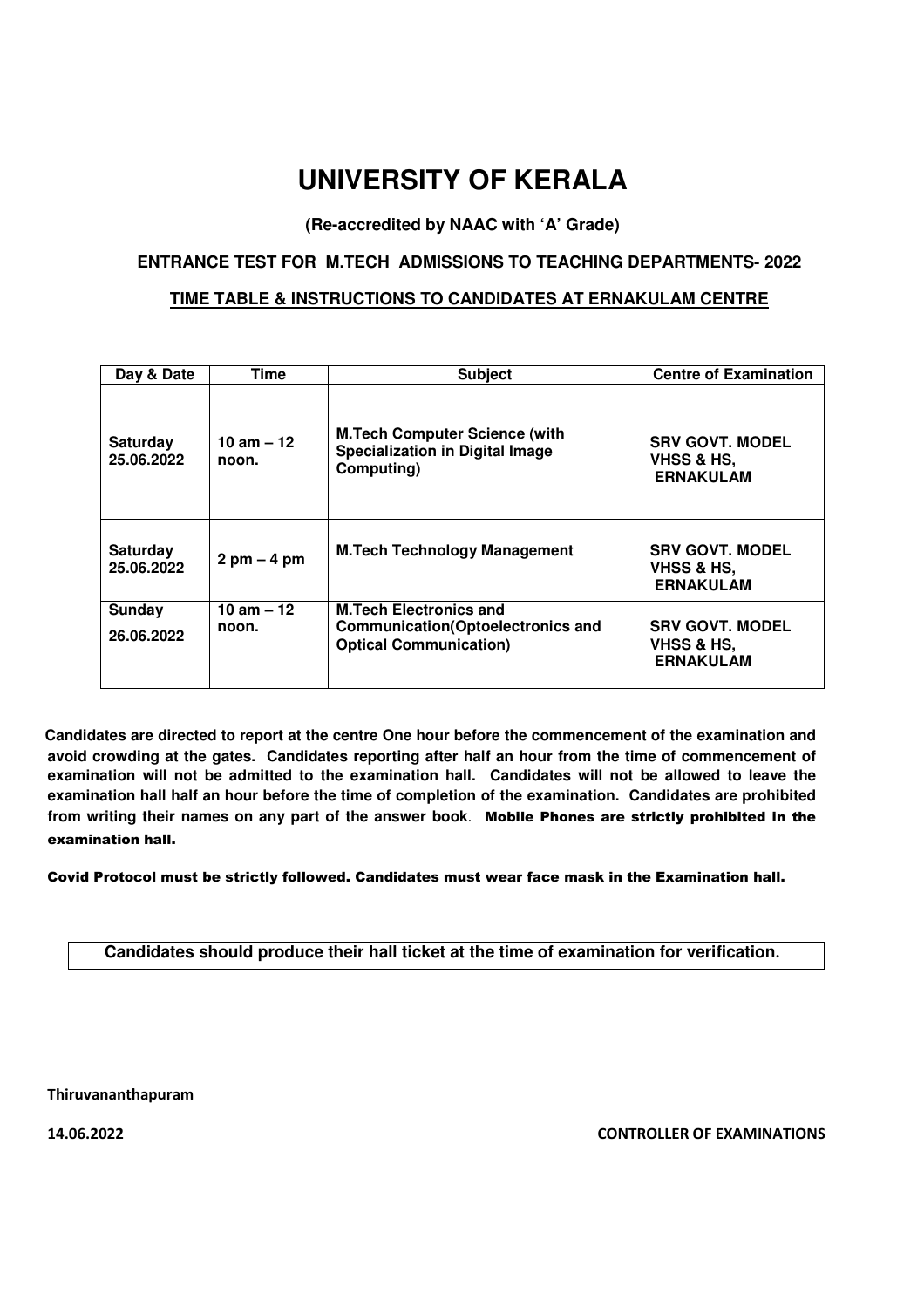# UNIVERSITY OF KERALA

**(Re-accredited by NAAC with 'A' Grade)**

**ENTRANCE TEST FOR M.TECH ADMISSIONS TO TEACHING DEPARTMENTS- 2022**

**TIME TABLE & INSTRUCTIONS TO CANDIDATES AT ERNAKULAM CENTRE**

| Day & Date | Time | Subject | Centre of Examination |
|---|---|---|---|
| **Saturday 25.06.2022** | **10 am – 12 noon.** | **M.Tech Computer Science (with Specialization in Digital Image Computing)** | **SRV GOVT. MODEL VHSS & HS, ERNAKULAM** |
| **Saturday 25.06.2022** | **2 pm – 4 pm** | **M.Tech Technology Management** | **SRV GOVT. MODEL VHSS & HS, ERNAKULAM** |
| **Sunday 26.06.2022** | **10 am – 12 noon.** | **M.Tech Electronics and Communication(Optoelectronics and Optical Communication)** | **SRV GOVT. MODEL VHSS & HS, ERNAKULAM** |

**Candidates are directed to report at the centre One hour before the commencement of the examination and avoid crowding at the gates. Candidates reporting after half an hour from the time of commencement of examination will not be admitted to the examination hall. Candidates will not be allowed to leave the examination hall half an hour before the time of completion of the examination. Candidates are prohibited from writing their names on any part of the answer book. Mobile Phones are strictly prohibited in the examination hall.**

**Covid Protocol must be strictly followed. Candidates must wear face mask in the Examination hall.**

**Candidates should produce their hall ticket at the time of examination for verification.**

**Thiruvananthapuram**

**14.06.2022** **CONTROLLER OF EXAMINATIONS**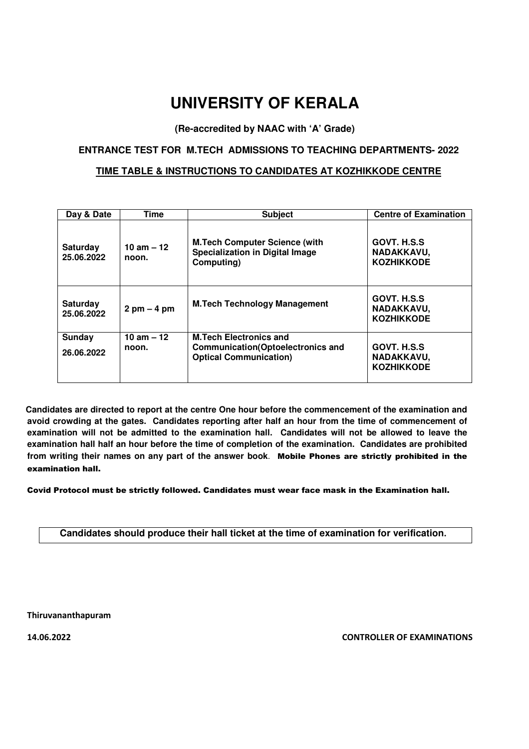# UNIVERSITY OF KERALA

**(Re-accredited by NAAC with 'A' Grade)**

**ENTRANCE TEST FOR M.TECH ADMISSIONS TO TEACHING DEPARTMENTS- 2022**

**TIME TABLE & INSTRUCTIONS TO CANDIDATES AT KOZHIKKODE CENTRE**

| Day & Date | Time | Subject | Centre of Examination |
|---|---|---|---|
| **Saturday 25.06.2022** | **10 am – 12 noon.** | **M.Tech Computer Science (with Specialization in Digital Image Computing)** | **GOVT. H.S.S NADAKKAVU, KOZHIKKODE** |
| **Saturday 25.06.2022** | **2 pm – 4 pm** | **M.Tech Technology Management** | **GOVT. H.S.S NADAKKAVU, KOZHIKKODE** |
| **Sunday 26.06.2022** | **10 am – 12 noon.** | **M.Tech Electronics and Communication(Optoelectronics and Optical Communication)** | **GOVT. H.S.S NADAKKAVU, KOZHIKKODE** |

**Candidates are directed to report at the centre One hour before the commencement of the examination and avoid crowding at the gates. Candidates reporting after half an hour from the time of commencement of examination will not be admitted to the examination hall. Candidates will not be allowed to leave the examination hall half an hour before the time of completion of the examination. Candidates are prohibited from writing their names on any part of the answer book**. **Mobile Phones are strictly prohibited in the examination hall.**

**Covid Protocol must be strictly followed. Candidates must wear face mask in the Examination hall.**

**Candidates should produce their hall ticket at the time of examination for verification.**

**Thiruvananthapuram**

**14.06.2022**

**CONTROLLER OF EXAMINATIONS**